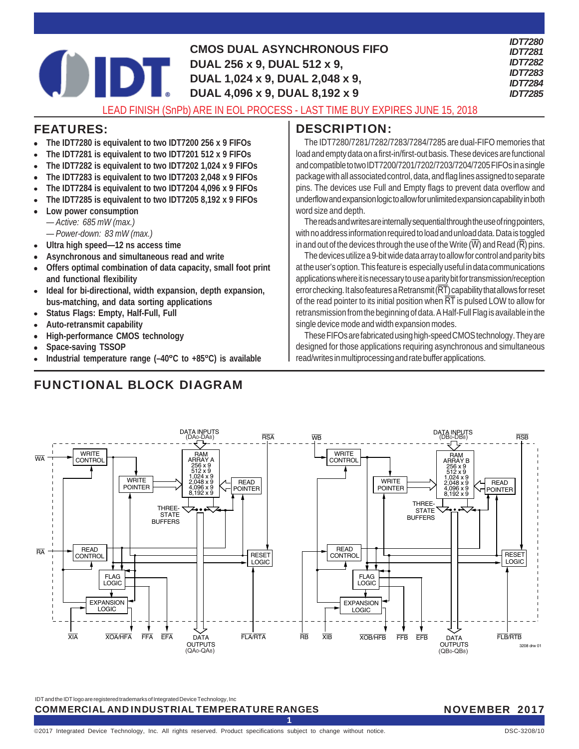# CMOS DUAL ASYNCHRONOUS FIFO
# DUAL 256 x 9, DUAL 512 x 9, DUAL 1,024 x 9, DUAL 2,048 x 9, DUAL 4,096 x 9, DUAL 8,192 x 9

**IDT7280**
**IDT7281**
**IDT7282**
**IDT7283**
**IDT7284**
**IDT7285**

LEAD FINISH (SnPb) ARE IN EOL PROCESS - LAST TIME BUY EXPIRES JUNE 15, 2018

## FEATURES:

- **The IDT7280 is equivalent to two IDT7200 256 x 9 FIFOs**
- **The IDT7281 is equivalent to two IDT7201 512 x 9 FIFOs**
- **The IDT7282 is equivalent to two IDT7202 1,024 x 9 FIFOs**
- **The IDT7283 is equivalent to two IDT7203 2,048 x 9 FIFOs**
- **The IDT7284 is equivalent to two IDT7204 4,096 x 9 FIFOs**
- **The IDT7285 is equivalent to two IDT7205 8,192 x 9 FIFOs**
- **Low power consumption**
  - *— Active: 685 mW (max.)*
  - *— Power-down: 83 mW (max.)*
- **Ultra high speed—12 ns access time**
- **Asynchronous and simultaneous read and write**
- **Offers optimal combination of data capacity, small foot print and functional flexibility**
- **Ideal for bi-directional, width expansion, depth expansion, bus-matching, and data sorting applications**
- **Status Flags: Empty, Half-Full, Full**
- **Auto-retransmit capability**
- **High-performance CMOS technology**
- **Space-saving TSSOP**
- **Industrial temperature range (–40°C to +85°C) is available**

## DESCRIPTION:

The IDT7280/7281/7282/7283/7284/7285 are dual-FIFO memories that load and empty data on a first-in/first-out basis. These devices are functional and compatible to two IDT7200/7201/7202/7203/7204/7205 FIFOs in a single package with all associated control, data, and flag lines assigned to separate pins. The devices use Full and Empty flags to prevent data overflow and underflow and expansion logic to allow for unlimited expansion capability in both word size and depth.

The reads and writes are internally sequential through the use of ring pointers, with no address information required to load and unload data. Data is toggled in and out of the devices through the use of the Write (W̅) and Read (R̅) pins.

The devices utilize a 9-bit wide data array to allow for control and parity bits at the user's option. This feature is especially useful in data communications applications where it is necessary to use a parity bit for transmission/reception error checking. It also features a Retransmit (R̅T̅) capability that allows for reset of the read pointer to its initial position when R̅T̅ is pulsed LOW to allow for retransmission from the beginning of data. A Half-Full Flag is available in the single device mode and width expansion modes.

These FIFOs are fabricated using high-speed CMOS technology. They are designed for those applications requiring asynchronous and simultaneous read/writes in multiprocessing and rate buffer applications.

## FUNCTIONAL BLOCK DIAGRAM

IDT and the IDT logo are registered trademarks of Integrated Device Technology, Inc

**COMMERCIAL AND INDUSTRIAL TEMPERATURE RANGES** — **NOVEMBER 2017**

©2017 Integrated Device Technology, Inc. All rights reserved. Product specifications subject to change without notice. DSC-3208/10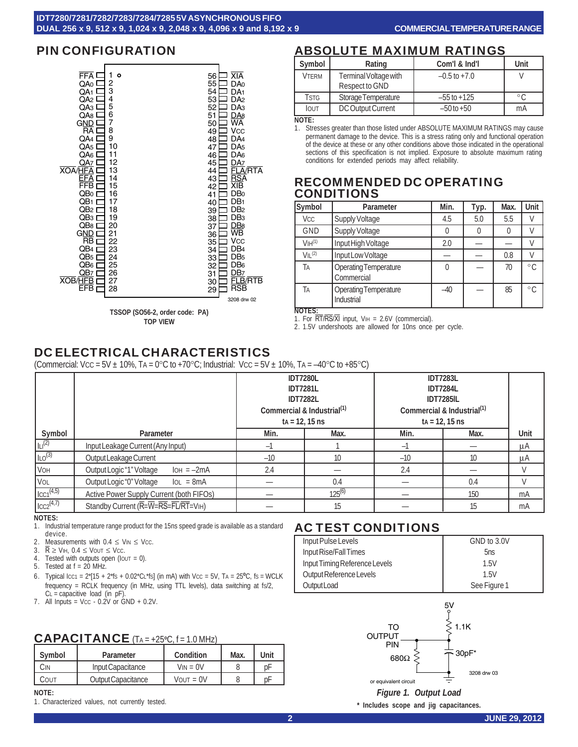## PIN CONFIGURATION

| Pin | Name | Pin | Name |
|---|---|---|---|
| 1 | FFA | 56 | XIA |
| 2 | QA0 | 55 | DA0 |
| 3 | QA1 | 54 | DA1 |
| 4 | QA2 | 53 | DA2 |
| 5 | QA3 | 52 | DA3 |
| 6 | QA8 | 51 | DA8 |
| 7 | GND | 50 | WA |
| 8 | RA | 49 | VCC |
| 9 | QA4 | 48 | DA4 |
| 10 | QA5 | 47 | DA5 |
| 11 | QA6 | 46 | DA6 |
| 12 | QA7 | 45 | DA7 |
| 13 | XOA/HFA | 44 | FLA/RTA |
| 14 | EFA | 43 | RSA |
| 15 | FFB | 42 | XIB |
| 16 | QB0 | 41 | DB0 |
| 17 | QB1 | 40 | DB1 |
| 18 | QB2 | 39 | DB2 |
| 19 | QB3 | 38 | DB3 |
| 20 | QB8 | 37 | DB8 |
| 21 | GND | 36 | WB |
| 22 | RB | 35 | VCC |
| 23 | QB4 | 34 | DB4 |
| 24 | QB5 | 33 | DB5 |
| 25 | QB6 | 32 | DB6 |
| 26 | QB7 | 31 | DB7 |
| 27 | XOB/HFB | 30 | FLB/RTB |
| 28 | EFB | 29 | RSB |

3208 drw 02

**TSSOP (SO56-2, order code: PA)**
**TOP VIEW**

## ABSOLUTE MAXIMUM RATINGS

| Symbol | Rating | Com'l & Ind'l | Unit |
|---|---|---|---|
| VTERM | Terminal Voltage with Respect to GND | –0.5 to +7.0 | V |
| TSTG | Storage Temperature | –55 to +125 | °C |
| IOUT | DC Output Current | –50 to +50 | mA |

**NOTE:**
1. Stresses greater than those listed under ABSOLUTE MAXIMUM RATINGS may cause permanent damage to the device. This is a stress rating only and functional operation of the device at these or any other conditions above those indicated in the operational sections of this specification is not implied. Exposure to absolute maximum rating conditions for extended periods may affect reliability.

## RECOMMENDED DC OPERATING CONDITIONS

| Symbol | Parameter | Min. | Typ. | Max. | Unit |
|---|---|---|---|---|---|
| VCC | Supply Voltage | 4.5 | 5.0 | 5.5 | V |
| GND | Supply Voltage | 0 | 0 | 0 | V |
| VIH(1) | Input High Voltage | 2.0 | — | — | V |
| VIL(2) | Input Low Voltage | — | — | 0.8 | V |
| TA | Operating Temperature Commercial | 0 | — | 70 | °C |
| TA | Operating Temperature Industrial | –40 | — | 85 | °C |

**NOTES:**
1. For RT/RS/XI input, VIH = 2.6V (commercial).
2. 1.5V undershoots are allowed for 10ns once per cycle.

## DC ELECTRICAL CHARACTERISTICS

(Commercial: VCC = 5V ± 10%, TA = 0°C to +70°C; Industrial: VCC = 5V ± 10%, TA = –40°C to +85°C)

| Symbol | Parameter | IDT7280L IDT7281L IDT7282L Commercial & Industrial(1) tA = 12, 15 ns | | IDT7283L IDT7284L IDT7285L Commercial & Industrial(1) tA = 12, 15 ns | | Unit |
|---|---|---|---|---|---|---|
| | | Min. | Max. | Min. | Max. | |
| ILI(2) | Input Leakage Current (Any Input) | –1 | 1 | –1 | — | µA |
| ILO(3) | Output Leakage Current | –10 | 10 | –10 | 10 | µA |
| VOH | Output Logic "1" Voltage IOH = –2mA | 2.4 | — | 2.4 | — | V |
| VOL | Output Logic "0" Voltage IOL = 8mA | — | 0.4 | — | 0.4 | V |
| ICC1(4,5) | Active Power Supply Current (both FIFOs) | — | 125(6) | — | 150 | mA |
| ICC2(4,7) | Standby Current (R=W=RS=FL/RT=VIH) | — | 15 | — | 15 | mA |

**NOTES:**
1. Industrial temperature range product for the 15ns speed grade is available as a standard device.
2. Measurements with 0.4 ≤ VIN ≤ VCC.
3. R ≥ VIH, 0.4 ≤ VOUT ≤ VCC.
4. Tested with outputs open (IOUT = 0).
5. Tested at f = 20 MHz.
6. Typical ICC1 = 2*[15 + 2*fs + 0.02*CL*fs] (in mA) with VCC = 5V, TA = 25°C, fs = WCLK frequency = RCLK frequency (in MHz, using TTL levels), data switching at fs/2, CL = capacitive load (in pF).
7. All Inputs = VCC - 0.2V or GND + 0.2V.

## CAPACITANCE (TA = +25°C, f = 1.0 MHz)

| Symbol | Parameter | Condition | Max. | Unit |
|---|---|---|---|---|
| CIN | Input Capacitance | VIN = 0V | 8 | pF |
| COUT | Output Capacitance | VOUT = 0V | 8 | pF |

**NOTE:**
1. Characterized values, not currently tested.

## AC TEST CONDITIONS

| | |
|---|---|
| Input Pulse Levels | GND to 3.0V |
| Input Rise/Fall Times | 5ns |
| Input Timing Reference Levels | 1.5V |
| Output Reference Levels | 1.5V |
| Output Load | See Figure 1 |

5V, 1.1K, TO OUTPUT PIN, 680Ω, 30pF*, or equivalent circuit, 3208 drw 03

*Figure 1. Output Load*

**\* Includes scope and jig capacitances.**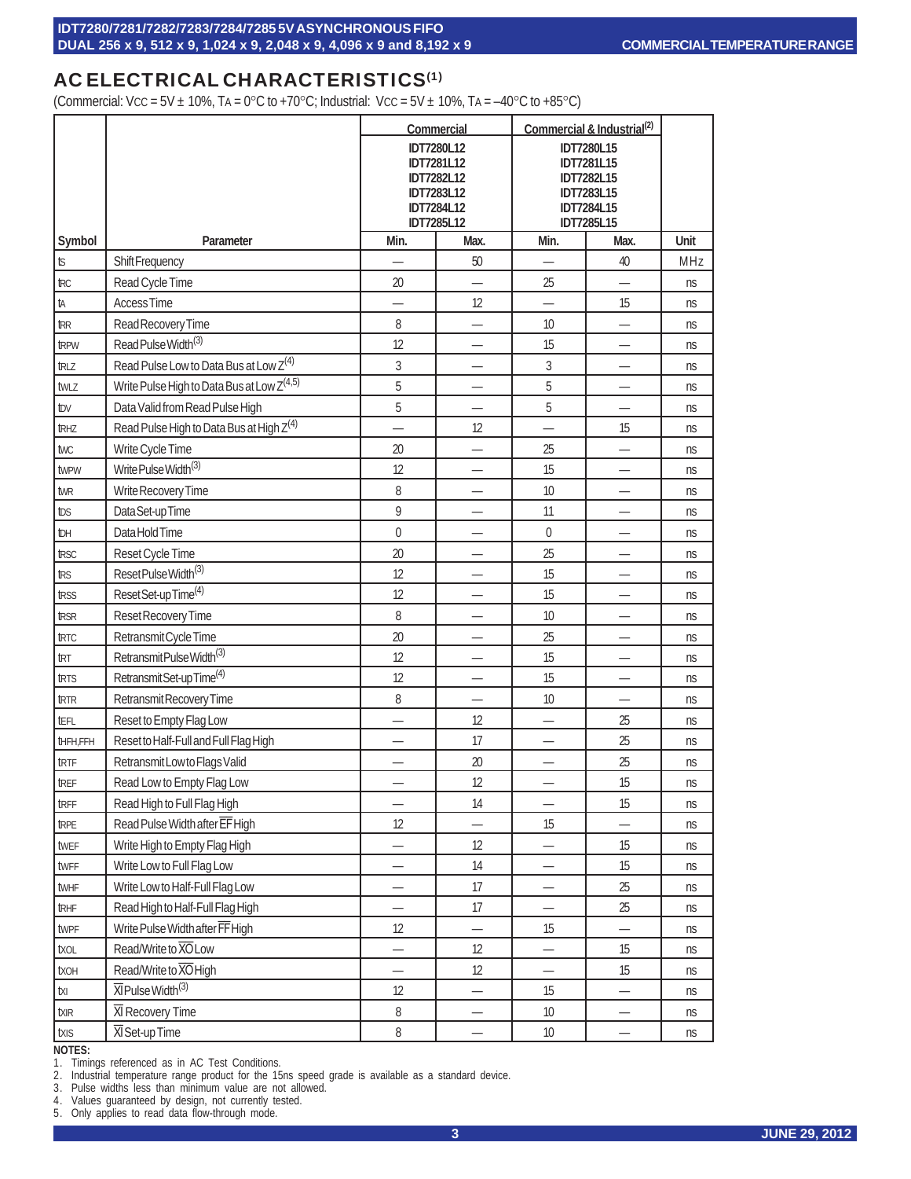## AC ELECTRICAL CHARACTERISTICS[1]

(Commercial: VCC = 5V ± 10%, TA = 0°C to +70°C; Industrial: VCC = 5V ± 10%, TA = –40°C to +85°C)

| Symbol | Parameter | Commercial IDT7280L12 IDT7281L12 IDT7282L12 IDT7283L12 IDT7284L12 IDT7285L12 | | Commercial & Industrial[2] IDT7280L15 IDT7281L15 IDT7282L15 IDT7283L15 IDT7284L15 IDT7285L15 | | Unit |
|---|---|---|---|---|---|---|
| | | Min. | Max. | Min. | Max. | |
| tS | Shift Frequency | — | 50 | — | 40 | MHz |
| tRC | Read Cycle Time | 20 | — | 25 | — | ns |
| tA | Access Time | — | 12 | — | 15 | ns |
| tRR | Read Recovery Time | 8 | — | 10 | — | ns |
| tRPW | Read Pulse Width[3] | 12 | — | 15 | — | ns |
| tRLZ | Read Pulse Low to Data Bus at Low Z[4] | 3 | — | 3 | — | ns |
| tWLZ | Write Pulse High to Data Bus at Low Z[4,5] | 5 | — | 5 | — | ns |
| tDV | Data Valid from Read Pulse High | 5 | — | 5 | — | ns |
| tRHZ | Read Pulse High to Data Bus at High Z[4] | — | 12 | — | 15 | ns |
| tWC | Write Cycle Time | 20 | — | 25 | — | ns |
| tWPW | Write Pulse Width[3] | 12 | — | 15 | — | ns |
| tWR | Write Recovery Time | 8 | — | 10 | — | ns |
| tDS | Data Set-up Time | 9 | — | 11 | — | ns |
| tDH | Data Hold Time | 0 | — | 0 | — | ns |
| tRSC | Reset Cycle Time | 20 | — | 25 | — | ns |
| tRS | Reset Pulse Width[3] | 12 | — | 15 | — | ns |
| tRSS | Reset Set-up Time[4] | 12 | — | 15 | — | ns |
| tRSR | Reset Recovery Time | 8 | — | 10 | — | ns |
| tRTC | Retransmit Cycle Time | 20 | — | 25 | — | ns |
| tRT | Retransmit Pulse Width[3] | 12 | — | 15 | — | ns |
| tRTS | Retransmit Set-up Time[4] | 12 | — | 15 | — | ns |
| tRTR | Retransmit Recovery Time | 8 | — | 10 | — | ns |
| tEFL | Reset to Empty Flag Low | — | 12 | — | 25 | ns |
| tHFH,FFH | Reset to Half-Full and Full Flag High | — | 17 | — | 25 | ns |
| tRTF | Retransmit Low to Flags Valid | — | 20 | — | 25 | ns |
| tREF | Read Low to Empty Flag Low | — | 12 | — | 15 | ns |
| tRFF | Read High to Full Flag High | — | 14 | — | 15 | ns |
| tRPE | Read Pulse Width after $\overline{EF}$ High | 12 | — | 15 | — | ns |
| tWEF | Write High to Empty Flag High | — | 12 | — | 15 | ns |
| tWFF | Write Low to Full Flag Low | — | 14 | — | 15 | ns |
| tWHF | Write Low to Half-Full Flag Low | — | 17 | — | 25 | ns |
| tRHF | Read High to Half-Full Flag High | — | 17 | — | 25 | ns |
| tWPF | Write Pulse Width after $\overline{FF}$ High | 12 | — | 15 | — | ns |
| tXOL | Read/Write to $\overline{XO}$ Low | — | 12 | — | 15 | ns |
| tXOH | Read/Write to $\overline{XO}$ High | — | 12 | — | 15 | ns |
| tXI | $\overline{XI}$ Pulse Width[3] | 12 | — | 15 | — | ns |
| tXIR | $\overline{XI}$ Recovery Time | 8 | — | 10 | — | ns |
| tXIS | $\overline{XI}$ Set-up Time | 8 | — | 10 | — | ns |

**NOTES:**
1. Timings referenced as in AC Test Conditions.
2. Industrial temperature range product for the 15ns speed grade is available as a standard device.
3. Pulse widths less than minimum value are not allowed.
4. Values guaranteed by design, not currently tested.
5. Only applies to read data flow-through mode.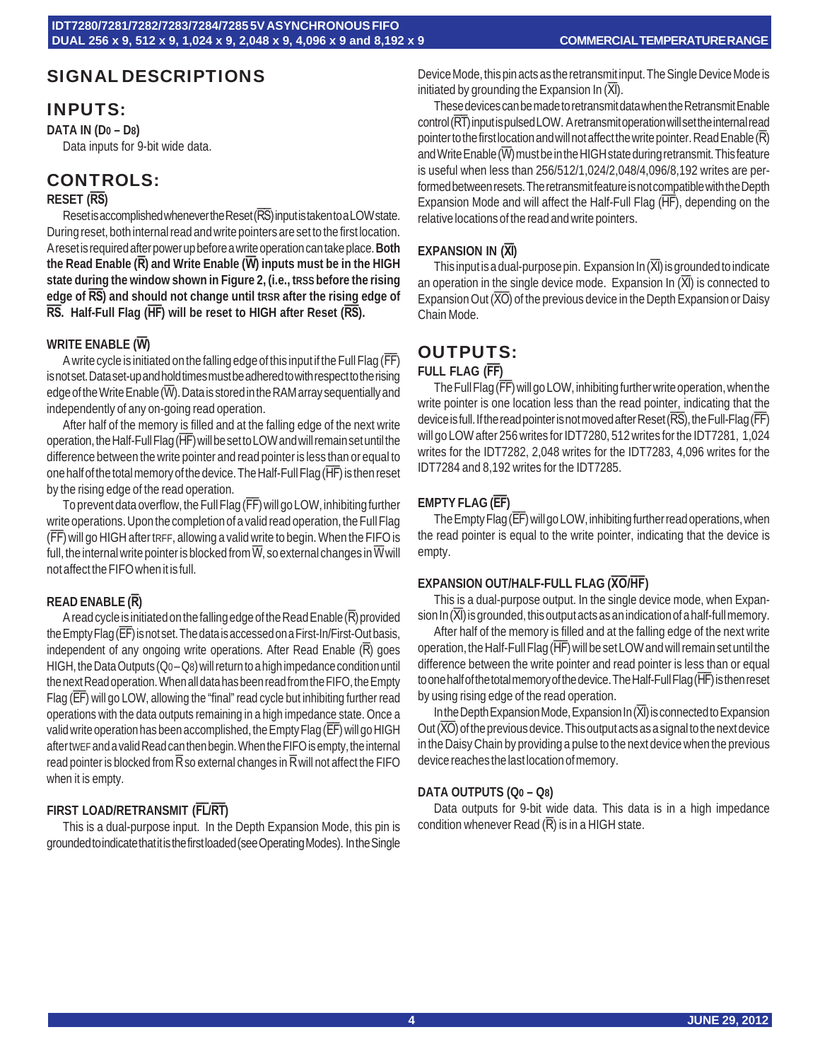## SIGNAL DESCRIPTIONS

## INPUTS:

**DATA IN ($D_0$ – $D_8$)**

Data inputs for 9-bit wide data.

## CONTROLS:

**RESET ($\overline{RS}$)**

Reset is accomplished whenever the Reset ($\overline{RS}$) input is taken to a LOW state. During reset, both internal read and write pointers are set to the first location. A reset is required after power up before a write operation can take place. **Both the Read Enable ($\overline{R}$) and Write Enable ($\overline{W}$) inputs must be in the HIGH state during the window shown in Figure 2, (i.e., $t_{RSS}$ before the rising edge of $\overline{RS}$) and should not change until $t_{RSR}$ after the rising edge of $\overline{RS}$. Half-Full Flag ($\overline{HF}$) will be reset to HIGH after Reset ($\overline{RS}$).**

**WRITE ENABLE ($\overline{W}$)**

A write cycle is initiated on the falling edge of this input if the Full Flag ($\overline{FF}$) is not set. Data set-up and hold times must be adhered to with respect to the rising edge of the Write Enable ($\overline{W}$). Data is stored in the RAM array sequentially and independently of any on-going read operation.

After half of the memory is filled and at the falling edge of the next write operation, the Half-Full Flag ($\overline{HF}$) will be set to LOW and will remain set until the difference between the write pointer and read pointer is less than or equal to one half of the total memory of the device. The Half-Full Flag ($\overline{HF}$) is then reset by the rising edge of the read operation.

To prevent data overflow, the Full Flag ($\overline{FF}$) will go LOW, inhibiting further write operations. Upon the completion of a valid read operation, the Full Flag ($\overline{FF}$) will go HIGH after $t_{RFF}$, allowing a valid write to begin. When the FIFO is full, the internal write pointer is blocked from $\overline{W}$, so external changes in $\overline{W}$ will not affect the FIFO when it is full.

**READ ENABLE ($\overline{R}$)**

A read cycle is initiated on the falling edge of the Read Enable ($\overline{R}$) provided the Empty Flag ($\overline{EF}$) is not set. The data is accessed on a First-In/First-Out basis, independent of any ongoing write operations. After Read Enable ($\overline{R}$) goes HIGH, the Data Outputs ($Q_0$ – $Q_8$) will return to a high impedance condition until the next Read operation. When all data has been read from the FIFO, the Empty Flag ($\overline{EF}$) will go LOW, allowing the "final" read cycle but inhibiting further read operations with the data outputs remaining in a high impedance state. Once a valid write operation has been accomplished, the Empty Flag ($\overline{EF}$) will go HIGH after $t_{WEF}$ and a valid Read can then begin. When the FIFO is empty, the internal read pointer is blocked from $\overline{R}$ so external changes in $\overline{R}$ will not affect the FIFO when it is empty.

**FIRST LOAD/RETRANSMIT ($\overline{FL}/\overline{RT}$)**

This is a dual-purpose input. In the Depth Expansion Mode, this pin is grounded to indicate that it is the first loaded (see Operating Modes). In the Single Device Mode, this pin acts as the retransmit input. The Single Device Mode is initiated by grounding the Expansion In ($\overline{XI}$).

These devices can be made to retransmit data when the Retransmit Enable control ($\overline{RT}$) input is pulsed LOW. A retransmit operation will set the internal read pointer to the first location and will not affect the write pointer. Read Enable ($\overline{R}$) and Write Enable ($\overline{W}$) must be in the HIGH state during retransmit. This feature is useful when less than 256/512/1,024/2,048/4,096/8,192 writes are performed between resets. The retransmit feature is not compatible with the Depth Expansion Mode and will affect the Half-Full Flag ($\overline{HF}$), depending on the relative locations of the read and write pointers.

**EXPANSION IN ($\overline{XI}$)**

This input is a dual-purpose pin. Expansion In ($\overline{XI}$) is grounded to indicate an operation in the single device mode. Expansion In ($\overline{XI}$) is connected to Expansion Out ($\overline{XO}$) of the previous device in the Depth Expansion or Daisy Chain Mode.

## OUTPUTS:

**FULL FLAG ($\overline{FF}$)**

The Full Flag ($\overline{FF}$) will go LOW, inhibiting further write operation, when the write pointer is one location less than the read pointer, indicating that the device is full. If the read pointer is not moved after Reset ($\overline{RS}$), the Full-Flag ($\overline{FF}$) will go LOW after 256 writes for IDT7280, 512 writes for the IDT7281, 1,024 writes for the IDT7282, 2,048 writes for the IDT7283, 4,096 writes for the IDT7284 and 8,192 writes for the IDT7285.

**EMPTY FLAG ($\overline{EF}$)**

The Empty Flag ($\overline{EF}$) will go LOW, inhibiting further read operations, when the read pointer is equal to the write pointer, indicating that the device is empty.

**EXPANSION OUT/HALF-FULL FLAG ($\overline{XO}/\overline{HF}$)**

This is a dual-purpose output. In the single device mode, when Expansion In ($\overline{XI}$) is grounded, this output acts as an indication of a half-full memory.

After half of the memory is filled and at the falling edge of the next write operation, the Half-Full Flag ($\overline{HF}$) will be set LOW and will remain set until the difference between the write pointer and read pointer is less than or equal to one half of the total memory of the device. The Half-Full Flag ($\overline{HF}$) is then reset by using rising edge of the read operation.

In the Depth Expansion Mode, Expansion In ($\overline{XI}$) is connected to Expansion Out ($\overline{XO}$) of the previous device. This output acts as a signal to the next device in the Daisy Chain by providing a pulse to the next device when the previous device reaches the last location of memory.

**DATA OUTPUTS ($Q_0$ – $Q_8$)**

Data outputs for 9-bit wide data. This data is in a high impedance condition whenever Read ($\overline{R}$) is in a HIGH state.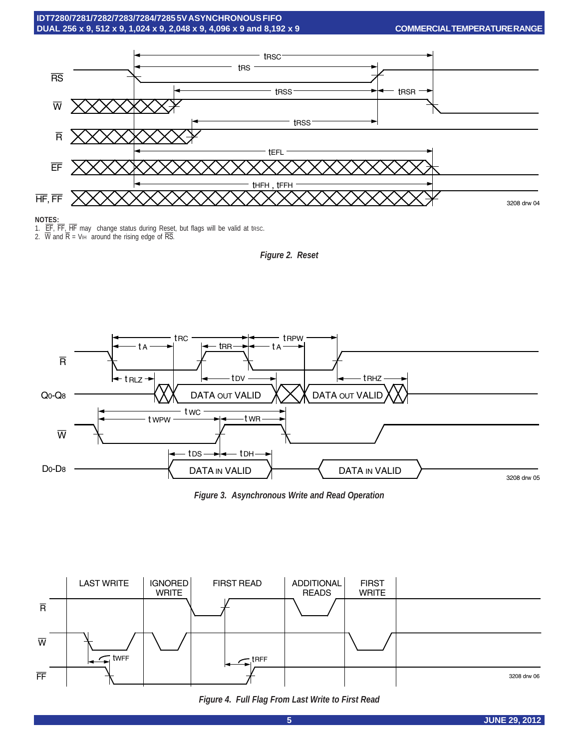**NOTES:**

1. $\overline{EF}$, $\overline{FF}$, $\overline{HF}$ may change status during Reset, but flags will be valid at tRSC.
2. $\overline{W}$ and $\overline{R}$ = $V_{IH}$ around the rising edge of $\overline{RS}$.

*Figure 2. Reset*

*Figure 3. Asynchronous Write and Read Operation*

*Figure 4. Full Flag From Last Write to First Read*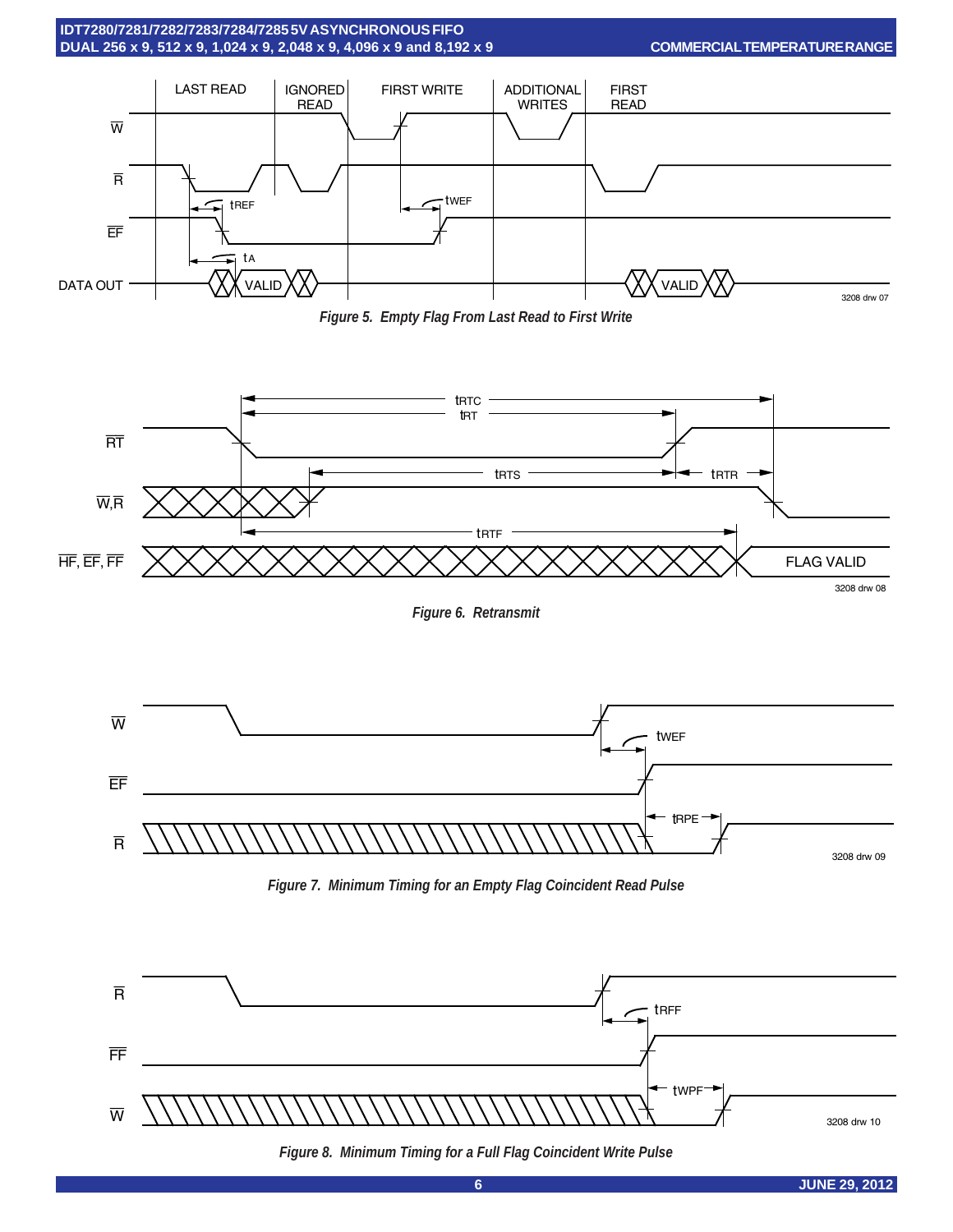Figure 5. Empty Flag From Last Read to First Write

Figure 6. Retransmit

Figure 7. Minimum Timing for an Empty Flag Coincident Read Pulse

Figure 8. Minimum Timing for a Full Flag Coincident Write Pulse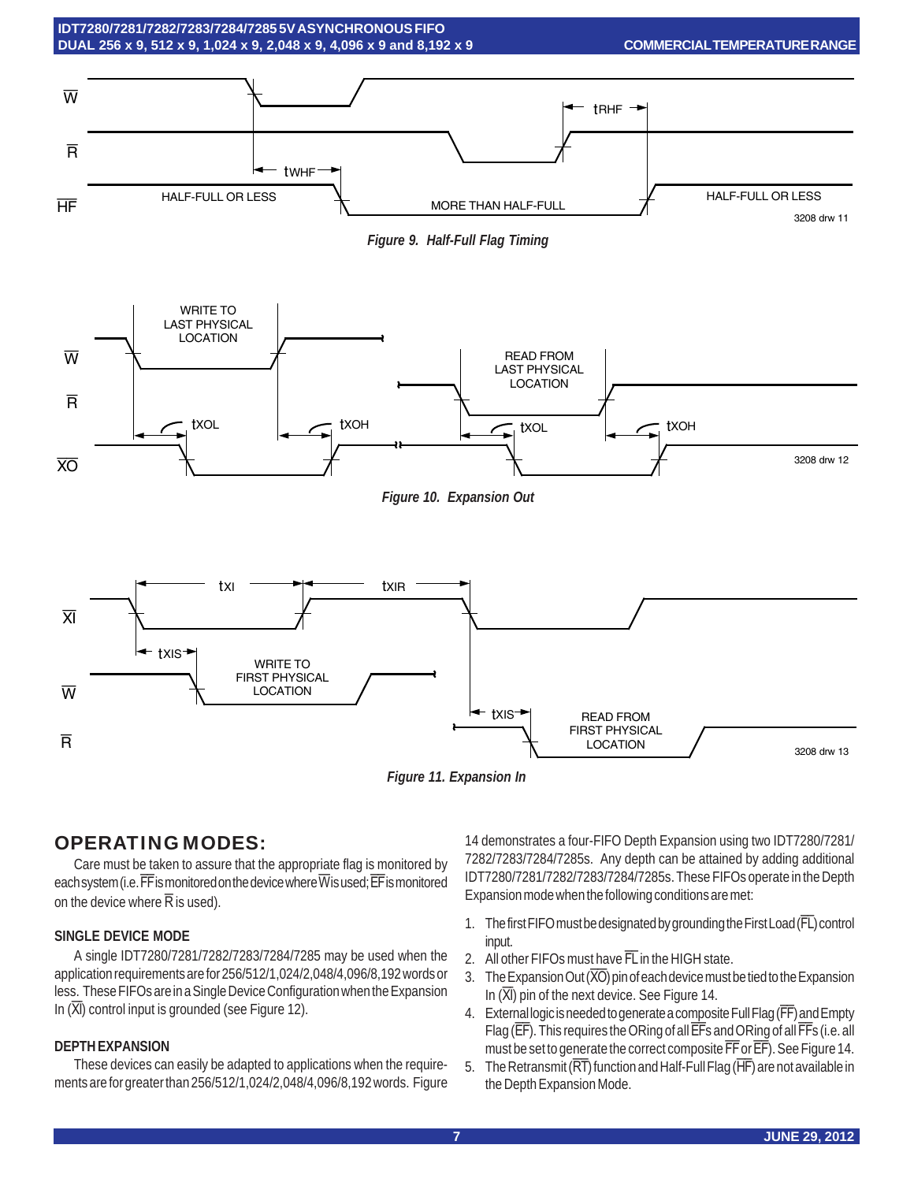Figure 9. Half-Full Flag Timing

Figure 10. Expansion Out

Figure 11. Expansion In

## OPERATING MODES:

Care must be taken to assure that the appropriate flag is monitored by each system (i.e. $\overline{FF}$ is monitored on the device where $\overline{W}$ is used; $\overline{EF}$ is monitored on the device where $\overline{R}$ is used).

### SINGLE DEVICE MODE

A single IDT7280/7281/7282/7283/7284/7285 may be used when the application requirements are for 256/512/1,024/2,048/4,096/8,192 words or less. These FIFOs are in a Single Device Configuration when the Expansion In ($\overline{XI}$) control input is grounded (see Figure 12).

### DEPTH EXPANSION

These devices can easily be adapted to applications when the requirements are for greater than 256/512/1,024/2,048/4,096/8,192 words. Figure 14 demonstrates a four-FIFO Depth Expansion using two IDT7280/7281/7282/7283/7284/7285s. Any depth can be attained by adding additional IDT7280/7281/7282/7283/7284/7285s. These FIFOs operate in the Depth Expansion mode when the following conditions are met:

1. The first FIFO must be designated by grounding the First Load ($\overline{FL}$) control input.
2. All other FIFOs must have $\overline{FL}$ in the HIGH state.
3. The Expansion Out ($\overline{XO}$) pin of each device must be tied to the Expansion In ($\overline{XI}$) pin of the next device. See Figure 14.
4. External logic is needed to generate a composite Full Flag ($\overline{FF}$) and Empty Flag ($\overline{EF}$). This requires the ORing of all $\overline{EF}$s and ORing of all $\overline{FF}$s (i.e. all must be set to generate the correct composite $\overline{FF}$ or $\overline{EF}$). See Figure 14.
5. The Retransmit ($\overline{RT}$) function and Half-Full Flag ($\overline{HF}$) are not available in the Depth Expansion Mode.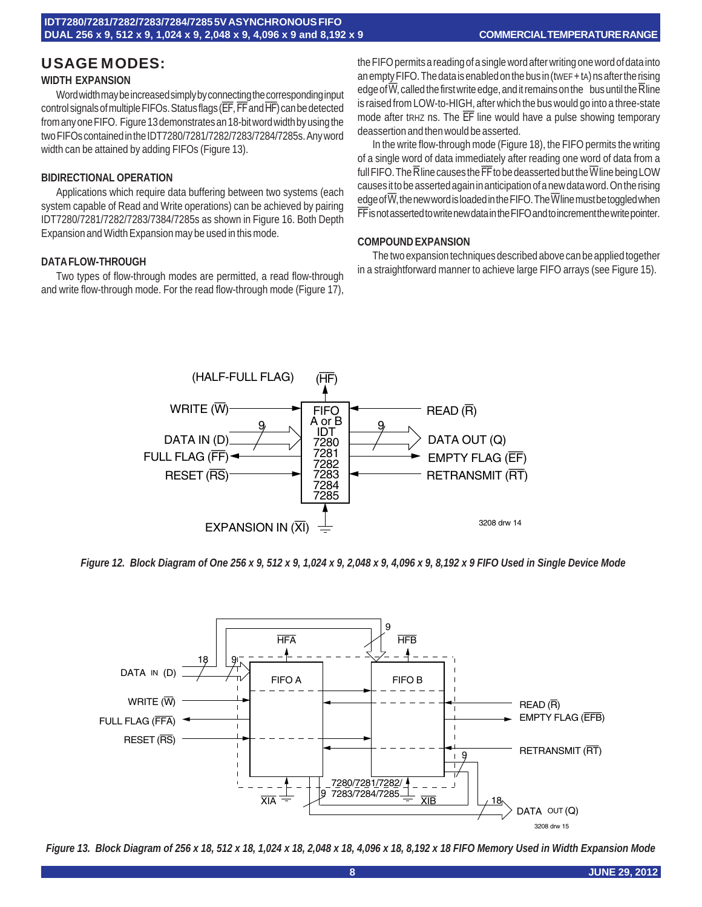## USAGE MODES:

### WIDTH EXPANSION

Word width may be increased simply by connecting the corresponding input control signals of multiple FIFOs. Status flags (EF, FF and HF) can be detected from any one FIFO. Figure 13 demonstrates an 18-bit word width by using the two FIFOs contained in the IDT7280/7281/7282/7283/7284/7285s. Any word width can be attained by adding FIFOs (Figure 13).

### BIDIRECTIONAL OPERATION

Applications which require data buffering between two systems (each system capable of Read and Write operations) can be achieved by pairing IDT7280/7281/7282/7283/7384/7285s as shown in Figure 16. Both Depth Expansion and Width Expansion may be used in this mode.

### DATA FLOW-THROUGH

Two types of flow-through modes are permitted, a read flow-through and write flow-through mode. For the read flow-through mode (Figure 17), the FIFO permits a reading of a single word after writing one word of data into an empty FIFO. The data is enabled on the bus in ($t_{WEF} + t_A$) ns after the rising edge of W, called the first write edge, and it remains on the bus until the R line is raised from LOW-to-HIGH, after which the bus would go into a three-state mode after $t_{RHZ}$ ns. The EF line would have a pulse showing temporary deassertion and then would be asserted.

In the write flow-through mode (Figure 18), the FIFO permits the writing of a single word of data immediately after reading one word of data from a full FIFO. The R line causes the FF to be deasserted but the W line being LOW causes it to be asserted again in anticipation of a new data word. On the rising edge of W, the new word is loaded in the FIFO. The W line must be toggled when FF is not asserted to write new data in the FIFO and to increment the write pointer.

### COMPOUND EXPANSION

The two expansion techniques described above can be applied together in a straightforward manner to achieve large FIFO arrays (see Figure 15).

*Figure 12. Block Diagram of One 256 x 9, 512 x 9, 1,024 x 9, 2,048 x 9, 4,096 x 9, 8,192 x 9 FIFO Used in Single Device Mode*

*Figure 13. Block Diagram of 256 x 18, 512 x 18, 1,024 x 18, 2,048 x 18, 4,096 x 18, 8,192 x 18 FIFO Memory Used in Width Expansion Mode*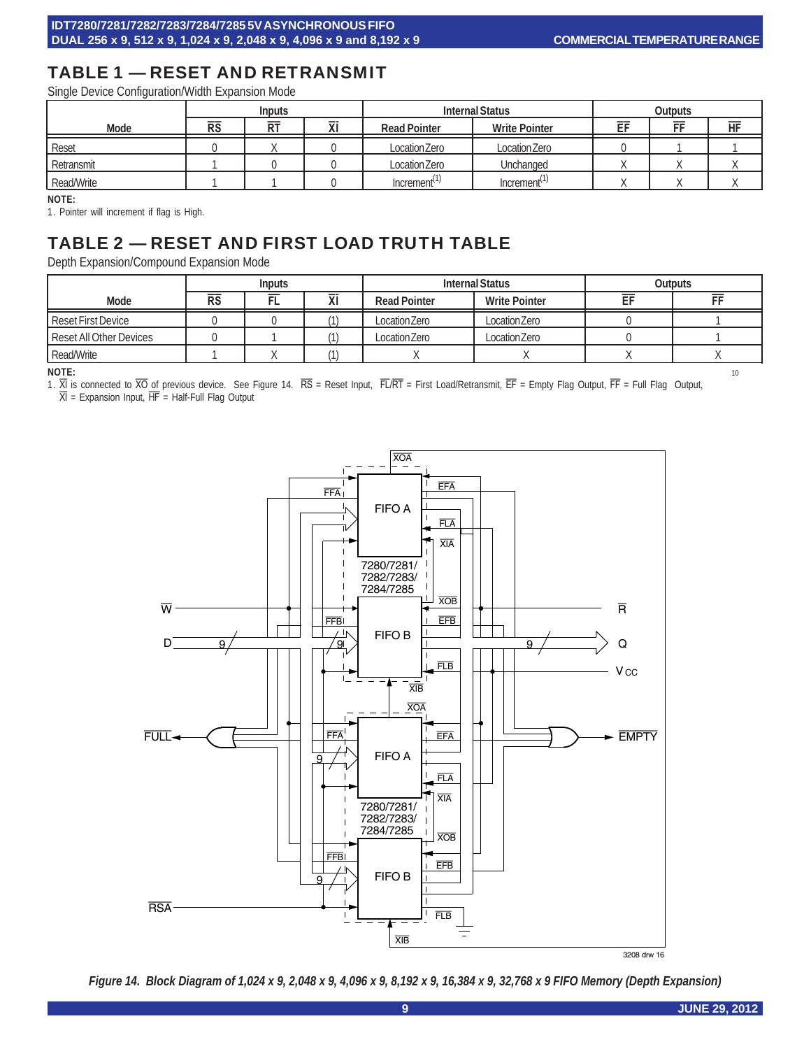## TABLE 1 — RESET AND RETRANSMIT

Single Device Configuration/Width Expansion Mode

| Mode | Inputs | | | Internal Status | | Outputs | | |
|---|---|---|---|---|---|---|---|---|
| | $\overline{RS}$ | $\overline{RT}$ | $\overline{XI}$ | Read Pointer | Write Pointer | $\overline{EF}$ | $\overline{FF}$ | $\overline{HF}$ |
| Reset | 0 | X | 0 | Location Zero | Location Zero | 0 | 1 | 1 |
| Retransmit | 1 | 0 | 0 | Location Zero | Unchanged | X | X | X |
| Read/Write | 1 | 1 | 0 | Increment(1) | Increment(1) | X | X | X |

**NOTE:**
1. Pointer will increment if flag is High.

## TABLE 2 — RESET AND FIRST LOAD TRUTH TABLE

Depth Expansion/Compound Expansion Mode

| Mode | Inputs | | | Internal Status | | Outputs | |
|---|---|---|---|---|---|---|---|
| | $\overline{RS}$ | $\overline{FL}$ | $\overline{XI}$ | Read Pointer | Write Pointer | $\overline{EF}$ | $\overline{FF}$ |
| Reset First Device | 0 | 0 | (1) | Location Zero | Location Zero | 0 | 1 |
| Reset All Other Devices | 0 | 1 | (1) | Location Zero | Location Zero | 0 | 1 |
| Read/Write | 1 | X | (1) | X | X | X | X |

**NOTE:**
1. $\overline{XI}$ is connected to $\overline{XO}$ of previous device. See Figure 14. $\overline{RS}$ = Reset Input, $\overline{FL}/\overline{RT}$ = First Load/Retransmit, $\overline{EF}$ = Empty Flag Output, $\overline{FF}$ = Full Flag Output, $\overline{XI}$ = Expansion Input, $\overline{HF}$ = Half-Full Flag Output

*Figure 14. Block Diagram of 1,024 x 9, 2,048 x 9, 4,096 x 9, 8,192 x 9, 16,384 x 9, 32,768 x 9 FIFO Memory (Depth Expansion)*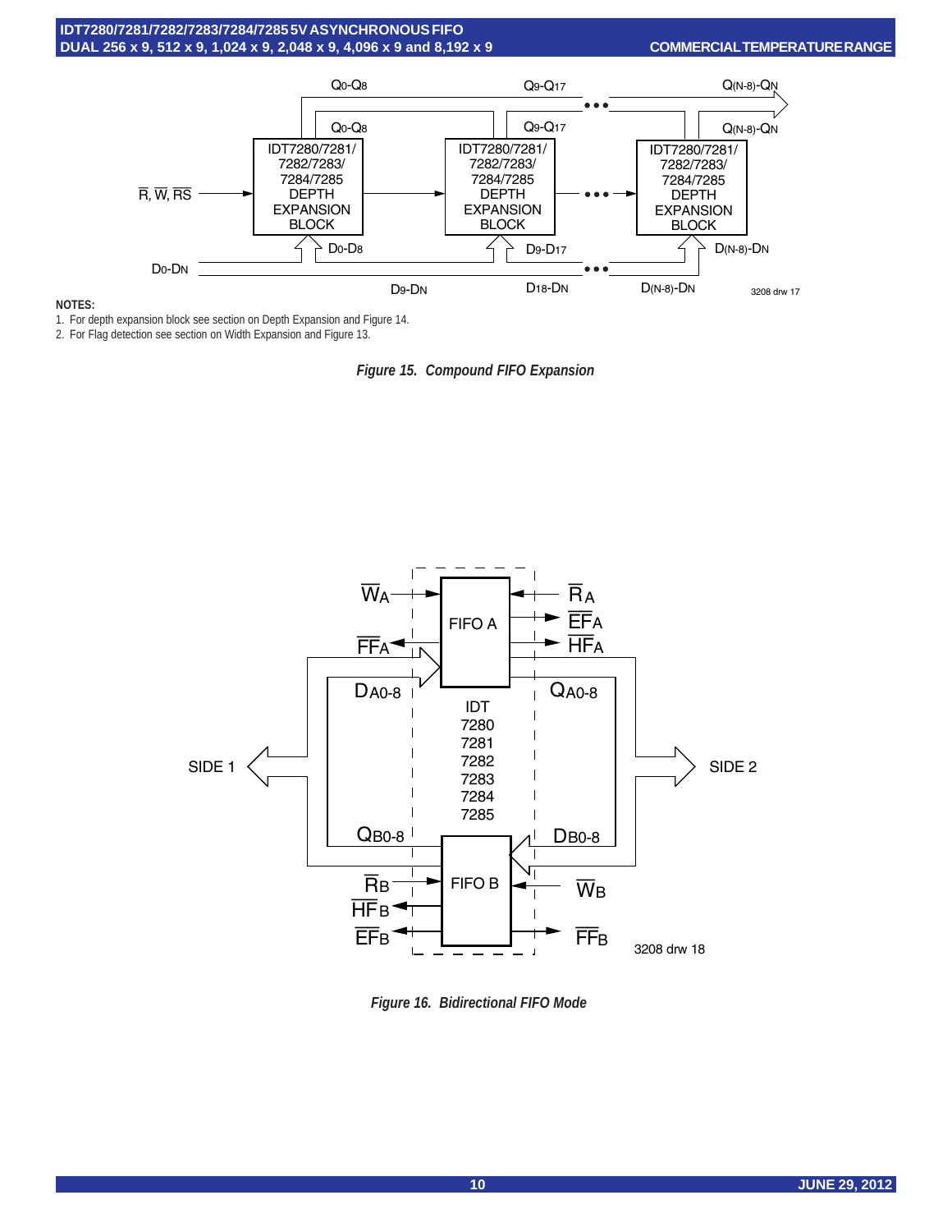**NOTES:**

1. For depth expansion block see section on Depth Expansion and Figure 14.
2. For Flag detection see section on Width Expansion and Figure 13.

*Figure 15. Compound FIFO Expansion*

*Figure 16. Bidirectional FIFO Mode*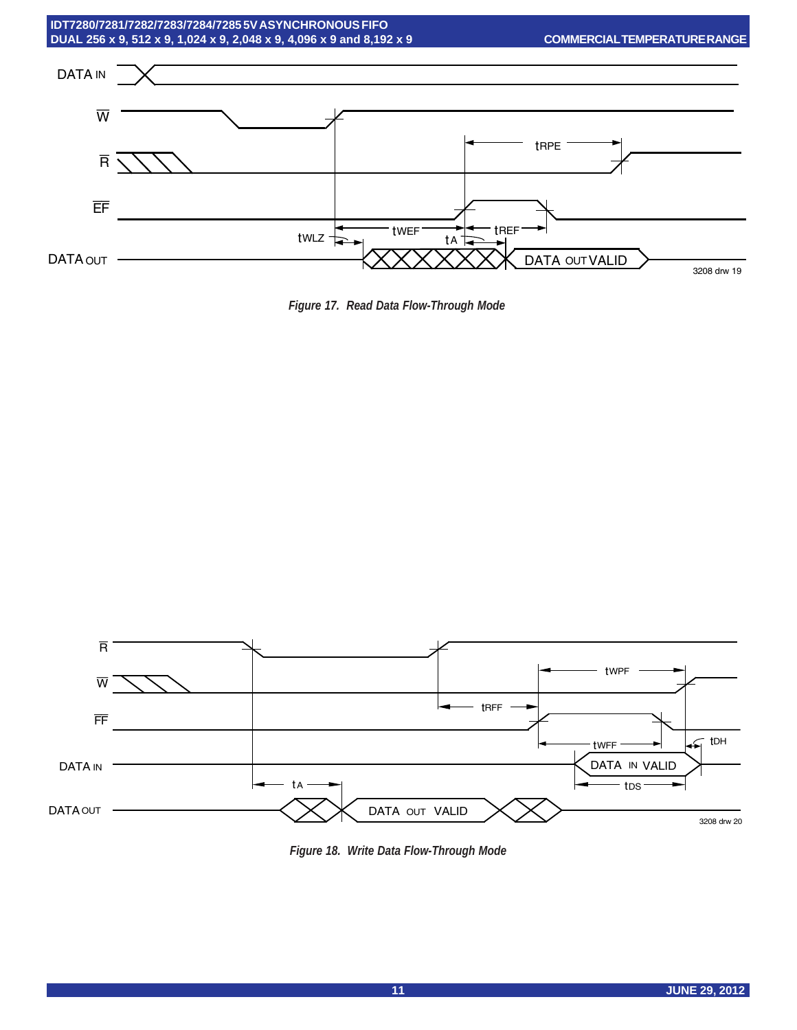Figure 17. Read Data Flow-Through Mode

Figure 18. Write Data Flow-Through Mode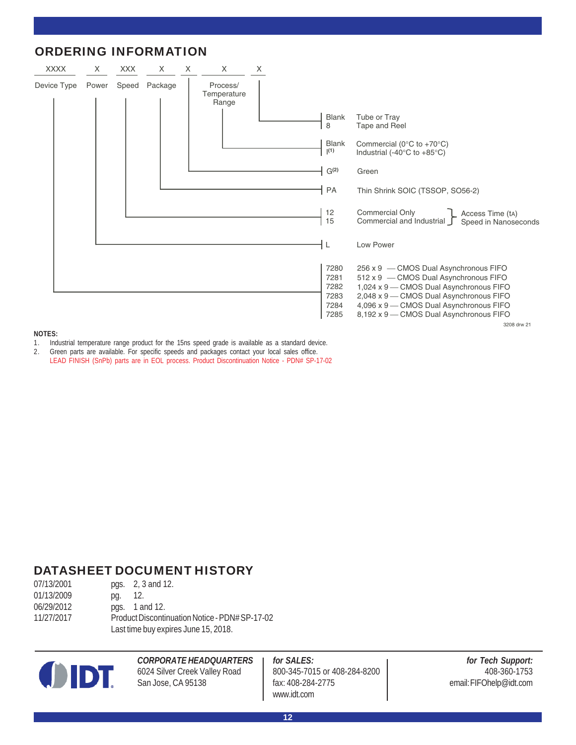## ORDERING INFORMATION

XXXX X XXX X X X X

Device Type | Power | Speed | Package | Process/Temperature Range

| Code | Description |
|---|---|
| Blank | Tube or Tray |
| 8 | Tape and Reel |
| Blank | Commercial (0°C to +70°C) |
| I[(1)] | Industrial (-40°C to +85°C) |
| G[(2)] | Green |
| PA | Thin Shrink SOIC (TSSOP, SO56-2) |
| 12 | Commercial Only — Access Time ($t_A$) Speed in Nanoseconds |
| 15 | Commercial and Industrial — Access Time ($t_A$) Speed in Nanoseconds |
| L | Low Power |
| 7280 | 256 x 9 — CMOS Dual Asynchronous FIFO |
| 7281 | 512 x 9 — CMOS Dual Asynchronous FIFO |
| 7282 | 1,024 x 9 — CMOS Dual Asynchronous FIFO |
| 7283 | 2,048 x 9 — CMOS Dual Asynchronous FIFO |
| 7284 | 4,096 x 9 — CMOS Dual Asynchronous FIFO |
| 7285 | 8,192 x 9 — CMOS Dual Asynchronous FIFO |

3208 drw 21

**NOTES:**

1. Industrial temperature range product for the 15ns speed grade is available as a standard device.
2. Green parts are available. For specific speeds and packages contact your local sales office.
   LEAD FINISH (SnPb) parts are in EOL process. Product Discontinuation Notice - PDN# SP-17-02

## DATASHEET DOCUMENT HISTORY

| | |
|---|---|
| 07/13/2001 | pgs. 2, 3 and 12. |
| 01/13/2009 | pg. 12. |
| 06/29/2012 | pgs. 1 and 12. |
| 11/27/2017 | Product Discontinuation Notice - PDN# SP-17-02<br>Last time buy expires June 15, 2018. |

***CORPORATE HEADQUARTERS***
6024 Silver Creek Valley Road
San Jose, CA 95138

***for SALES:***
800-345-7015 or 408-284-8200
fax: 408-284-2775
www.idt.com

***for Tech Support:***
408-360-1753
email: FIFOhelp@idt.com